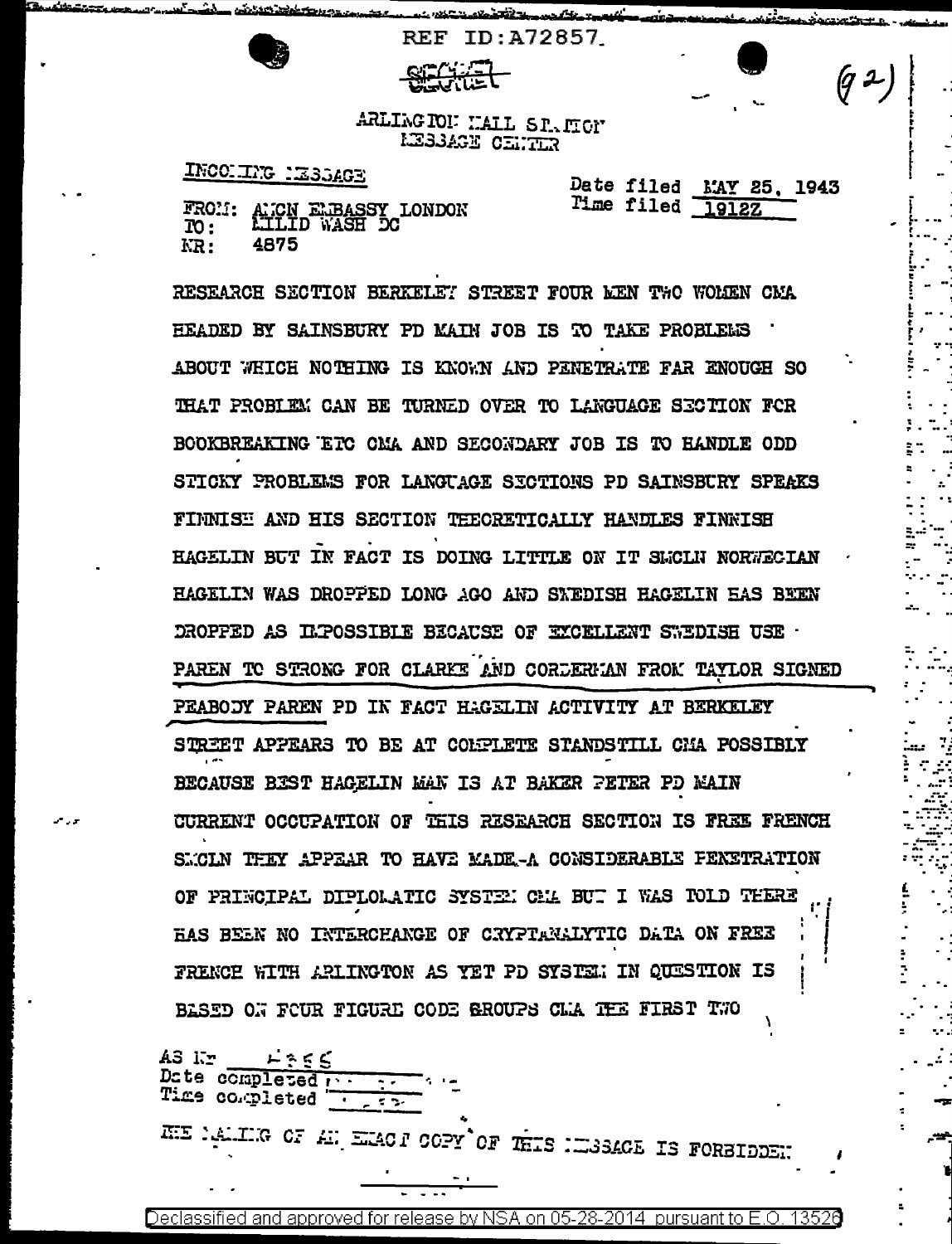REF ID:A72857

SECRET

(92)

ARLINGTON HALL STATION
MESSAGE CENTER

INCOMING MESSAGE

FROM: AMCN EMBASSY LONDON
TO: MILID WASH DC
NR: 4875

Date filed MAY 25, 1943
Time filed 1912Z

RESEARCH SECTION BERKELEY STREET FOUR MEN TWO WOMEN CMA HEADED BY SAINSBURY PD MAIN JOB IS TO TAKE PROBLEMS ABOUT WHICH NOTHING IS KNOWN AND PENETRATE FAR ENOUGH SO THAT PROBLEM CAN BE TURNED OVER TO LANGUAGE SECTION FOR BOOKBREAKING ETC CMA AND SECONDARY JOB IS TO HANDLE ODD STICKY PROBLEMS FOR LANGUAGE SECTIONS PD SAINSBURY SPEAKS FINNISH AND HIS SECTION THEORETICALLY HANDLES FINNISH HAGELIN BUT IN FACT IS DOING LITTLE ON IT SMCLN NORWEGIAN HAGELIN WAS DROPPED LONG AGO AND SWEDISH HAGELIN HAS BEEN DROPPED AS IMPOSSIBLE BECAUSE OF EXCELLENT SWEDISH USE PAREN TO STRONG FOR CLARKE AND CORDERMAN FROM TAYLOR SIGNED PEABODY PAREN PD IN FACT HAGELIN ACTIVITY AT BERKELEY STREET APPEARS TO BE AT COMPLETE STANDSTILL CMA POSSIBLY BECAUSE BEST HAGELIN MAN IS AT BAKER PETER PD MAIN CURRENT OCCUPATION OF THIS RESEARCH SECTION IS FREE FRENCH SMCLN THEY APPEAR TO HAVE MADE A CONSIDERABLE PENETRATION OF PRINCIPAL DIPLOMATIC SYSTEM CMA BUT I WAS TOLD THERE HAS BEEN NO INTERCHANGE OF CRYPTANALYTIC DATA ON FREE FRENCH WITH ARLINGTON AS YET PD SYSTEM IN QUESTION IS BASED ON FOUR FIGURE CODE GROUPS CMA THE FIRST TWO

AS Nr
Date completed
Time completed

THE MAKING OF AN EXACT COPY OF THIS MESSAGE IS FORBIDDEN

Declassified and approved for release by NSA on 05-28-2014 pursuant to E.O. 13526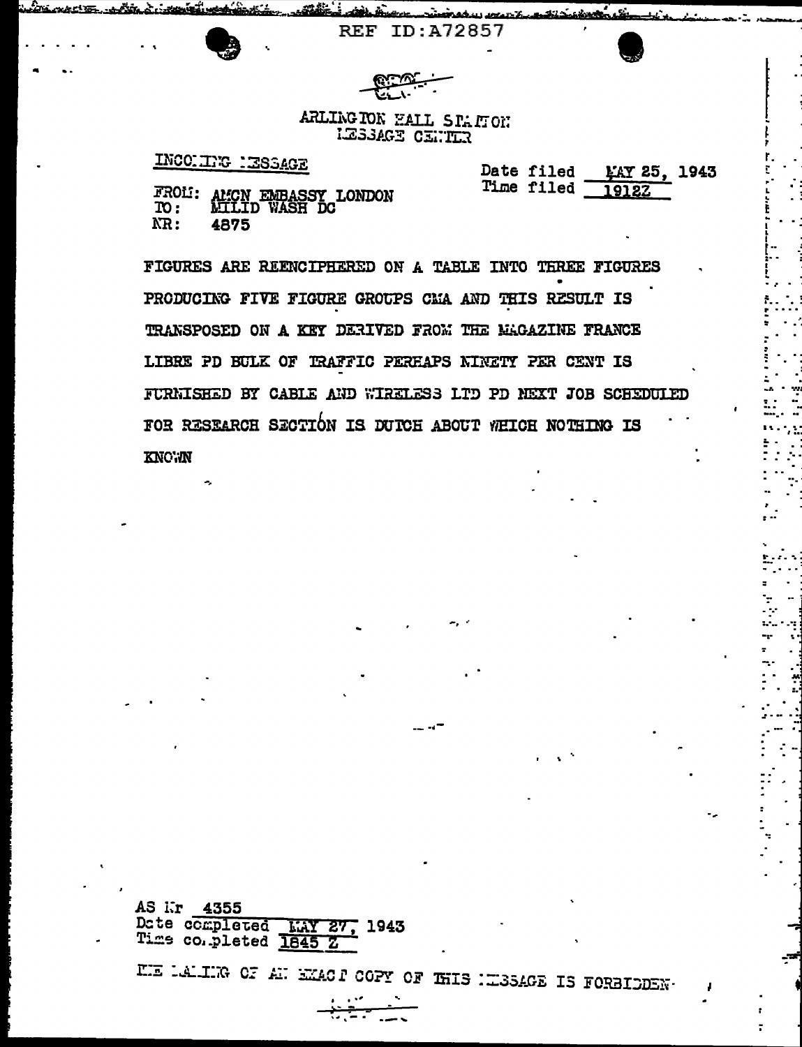REF ID:A72857

SECRET

ARLINGTON HALL STATION
MESSAGE CENTER

INCOMING MESSAGE

Date filed MAY 25, 1943
Time filed 1912Z

FROM: AMCN EMBASSY LONDON
TO: MILID WASH DC
NR: 4875

FIGURES ARE REENCIPHERED ON A TABLE INTO THREE FIGURES PRODUCING FIVE FIGURE GROUPS CMA AND THIS RESULT IS TRANSPOSED ON A KEY DERIVED FROM THE MAGAZINE FRANCE LIBRE PD BULK OF TRAFFIC PERHAPS NINETY PER CENT IS FURNISHED BY CABLE AND WIRELESS LTD PD NEXT JOB SCHEDULED FOR RESEARCH SECTION IS DUTCH ABOUT WHICH NOTHING IS KNOWN

AS Nr 4355
Date completed MAY 27, 1943
Time completed 1845 Z

THE MAKING OF AN EXACT COPY OF THIS MESSAGE IS FORBIDDEN·

SECRET